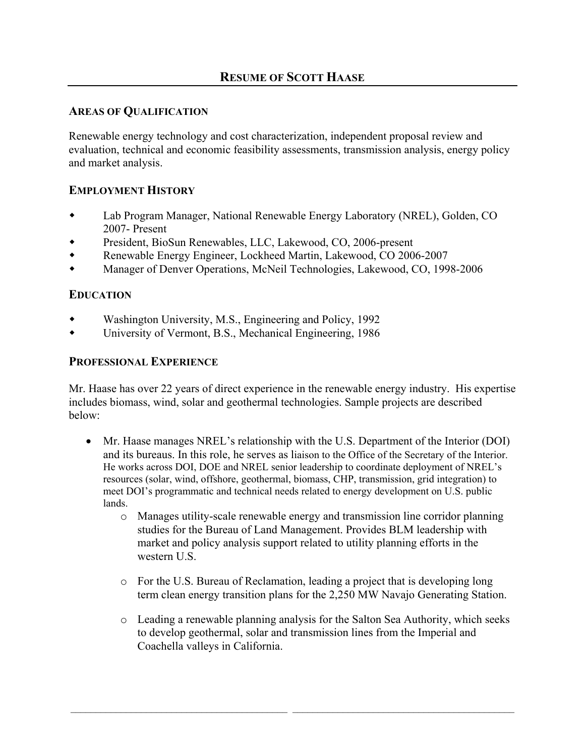# RESUME OF SCOTT HAASE

## AREAS OF QUALIFICATION

Renewable energy technology and cost characterization, independent proposal review and evaluation, technical and economic feasibility assessments, transmission analysis, energy policy and market analysis.

## EMPLOYMENT HISTORY

- Lab Program Manager, National Renewable Energy Laboratory (NREL), Golden, CO 2007- Present
- President, BioSun Renewables, LLC, Lakewood, CO, 2006-present
- Renewable Energy Engineer, Lockheed Martin, Lakewood, CO 2006-2007
- Manager of Denver Operations, McNeil Technologies, Lakewood, CO, 1998-2006

## EDUCATION

- Washington University, M.S., Engineering and Policy, 1992
- University of Vermont, B.S., Mechanical Engineering, 1986

## PROFESSIONAL EXPERIENCE

Mr. Haase has over 22 years of direct experience in the renewable energy industry. His expertise includes biomass, wind, solar and geothermal technologies. Sample projects are described below:

- Mr. Haase manages NREL's relationship with the U.S. Department of the Interior (DOI) and its bureaus. In this role, he serves as liaison to the Office of the Secretary of the Interior. He works across DOI, DOE and NREL senior leadership to coordinate deployment of NREL's resources (solar, wind, offshore, geothermal, biomass, CHP, transmission, grid integration) to meet DOI's programmatic and technical needs related to energy development on U.S. public lands.
    - Manages utility-scale renewable energy and transmission line corridor planning studies for the Bureau of Land Management. Provides BLM leadership with market and policy analysis support related to utility planning efforts in the western U.S.
    - For the U.S. Bureau of Reclamation, leading a project that is developing long term clean energy transition plans for the 2,250 MW Navajo Generating Station.
    - Leading a renewable planning analysis for the Salton Sea Authority, which seeks to develop geothermal, solar and transmission lines from the Imperial and Coachella valleys in California.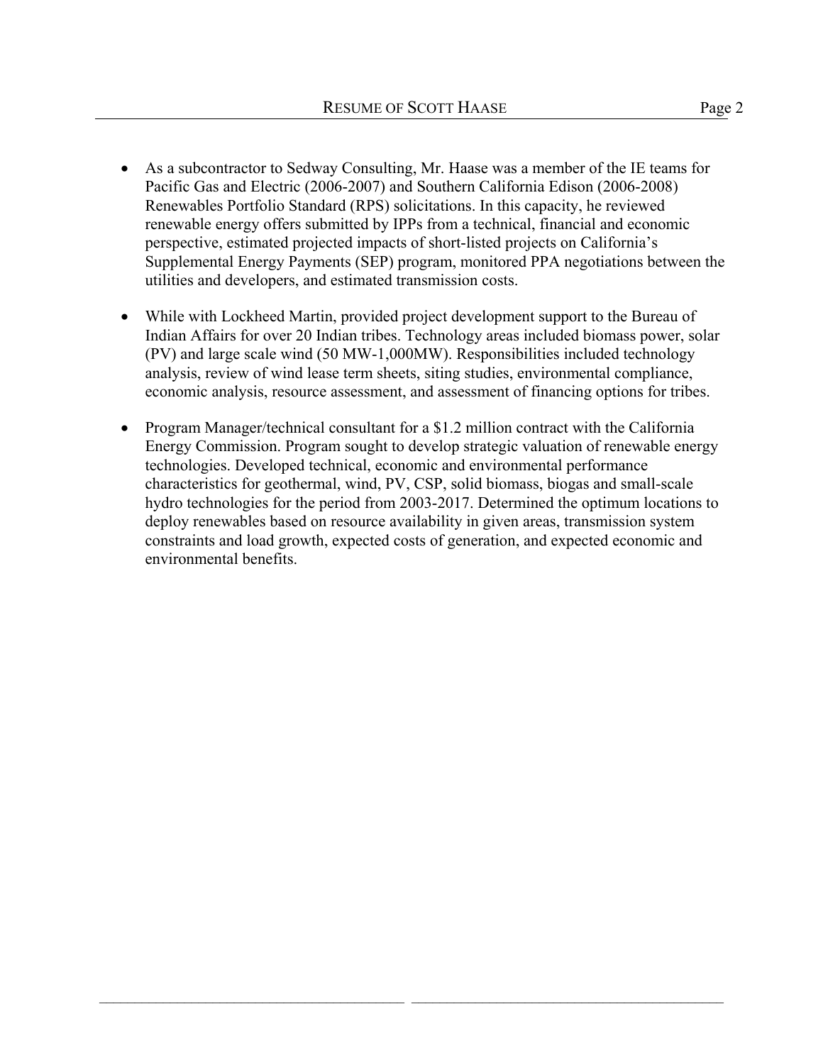- As a subcontractor to Sedway Consulting, Mr. Haase was a member of the IE teams for Pacific Gas and Electric (2006-2007) and Southern California Edison (2006-2008) Renewables Portfolio Standard (RPS) solicitations. In this capacity, he reviewed renewable energy offers submitted by IPPs from a technical, financial and economic perspective, estimated projected impacts of short-listed projects on California's Supplemental Energy Payments (SEP) program, monitored PPA negotiations between the utilities and developers, and estimated transmission costs.

- While with Lockheed Martin, provided project development support to the Bureau of Indian Affairs for over 20 Indian tribes. Technology areas included biomass power, solar (PV) and large scale wind (50 MW-1,000MW). Responsibilities included technology analysis, review of wind lease term sheets, siting studies, environmental compliance, economic analysis, resource assessment, and assessment of financing options for tribes.

- Program Manager/technical consultant for a $1.2 million contract with the California Energy Commission. Program sought to develop strategic valuation of renewable energy technologies. Developed technical, economic and environmental performance characteristics for geothermal, wind, PV, CSP, solid biomass, biogas and small-scale hydro technologies for the period from 2003-2017. Determined the optimum locations to deploy renewables based on resource availability in given areas, transmission system constraints and load growth, expected costs of generation, and expected economic and environmental benefits.